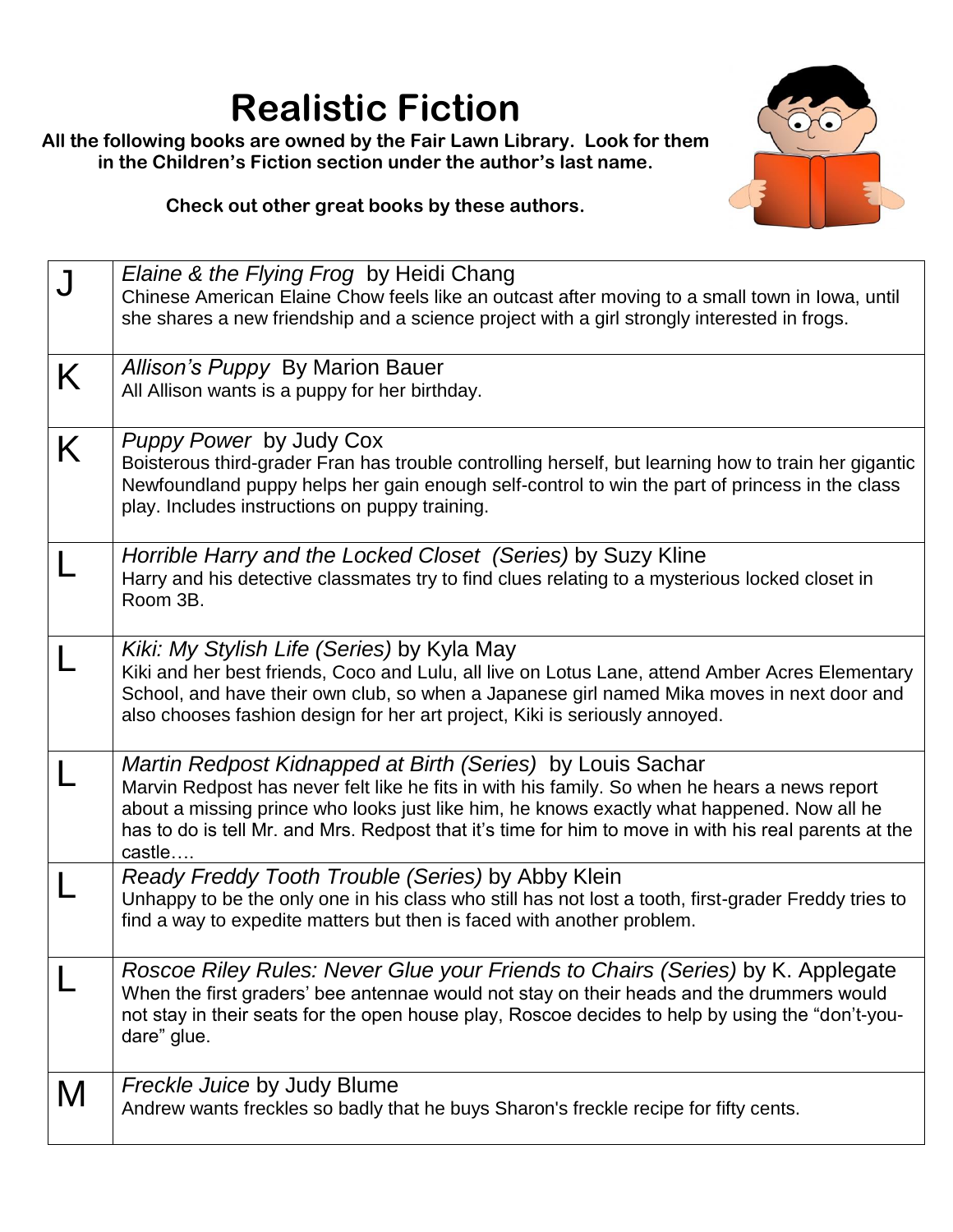# Realistic Fiction

**All the following books are owned by the Fair Lawn Library. Look for them in the Children's Fiction section under the author's last name.**

**Check out other great books by these authors.**

| Level | Book |
|---|---|
| J | *Elaine & the Flying Frog* by Heidi Chang<br>Chinese American Elaine Chow feels like an outcast after moving to a small town in Iowa, until she shares a new friendship and a science project with a girl strongly interested in frogs. |
| K | *Allison's Puppy* By Marion Bauer<br>All Allison wants is a puppy for her birthday. |
| K | *Puppy Power* by Judy Cox<br>Boisterous third-grader Fran has trouble controlling herself, but learning how to train her gigantic Newfoundland puppy helps her gain enough self-control to win the part of princess in the class play. Includes instructions on puppy training. |
| L | *Horrible Harry and the Locked Closet (Series)* by Suzy Kline<br>Harry and his detective classmates try to find clues relating to a mysterious locked closet in Room 3B. |
| L | *Kiki: My Stylish Life (Series)* by Kyla May<br>Kiki and her best friends, Coco and Lulu, all live on Lotus Lane, attend Amber Acres Elementary School, and have their own club, so when a Japanese girl named Mika moves in next door and also chooses fashion design for her art project, Kiki is seriously annoyed. |
| L | *Martin Redpost Kidnapped at Birth (Series)* by Louis Sachar<br>Marvin Redpost has never felt like he fits in with his family. So when he hears a news report about a missing prince who looks just like him, he knows exactly what happened. Now all he has to do is tell Mr. and Mrs. Redpost that it's time for him to move in with his real parents at the castle…. |
| L | *Ready Freddy Tooth Trouble (Series)* by Abby Klein<br>Unhappy to be the only one in his class who still has not lost a tooth, first-grader Freddy tries to find a way to expedite matters but then is faced with another problem. |
| L | *Roscoe Riley Rules: Never Glue your Friends to Chairs (Series)* by K. Applegate<br>When the first graders' bee antennae would not stay on their heads and the drummers would not stay in their seats for the open house play, Roscoe decides to help by using the "don't-you-dare" glue. |
| M | *Freckle Juice* by Judy Blume<br>Andrew wants freckles so badly that he buys Sharon's freckle recipe for fifty cents. |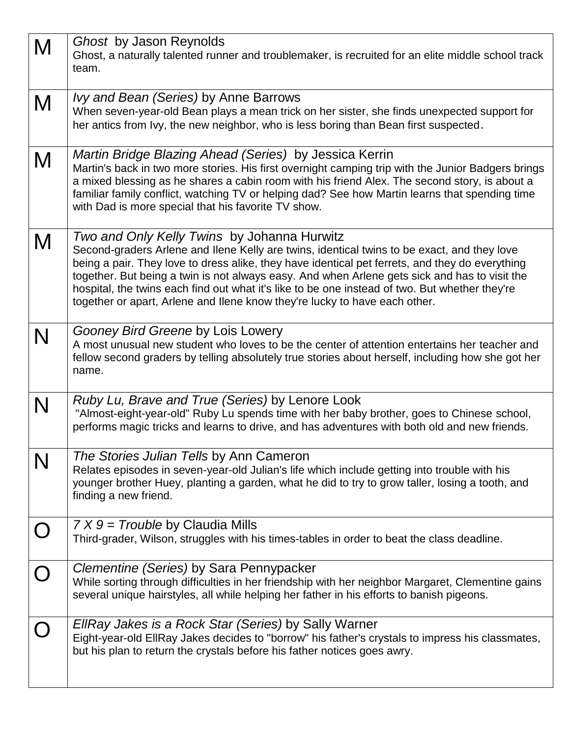| | |
|---|---|
| M | *Ghost* by Jason Reynolds<br>Ghost, a naturally talented runner and troublemaker, is recruited for an elite middle school track team. |
| M | *Ivy and Bean (Series)* by Anne Barrows<br>When seven-year-old Bean plays a mean trick on her sister, she finds unexpected support for her antics from Ivy, the new neighbor, who is less boring than Bean first suspected. |
| M | *Martin Bridge Blazing Ahead (Series)* by Jessica Kerrin<br>Martin's back in two more stories. His first overnight camping trip with the Junior Badgers brings a mixed blessing as he shares a cabin room with his friend Alex. The second story, is about a familiar family conflict, watching TV or helping dad? See how Martin learns that spending time with Dad is more special that his favorite TV show. |
| M | *Two and Only Kelly Twins* by Johanna Hurwitz<br>Second-graders Arlene and Ilene Kelly are twins, identical twins to be exact, and they love being a pair. They love to dress alike, they have identical pet ferrets, and they do everything together. But being a twin is not always easy. And when Arlene gets sick and has to visit the hospital, the twins each find out what it's like to be one instead of two. But whether they're together or apart, Arlene and Ilene know they're lucky to have each other. |
| N | *Gooney Bird Greene* by Lois Lowery<br>A most unusual new student who loves to be the center of attention entertains her teacher and fellow second graders by telling absolutely true stories about herself, including how she got her name. |
| N | *Ruby Lu, Brave and True (Series)* by Lenore Look<br>"Almost-eight-year-old" Ruby Lu spends time with her baby brother, goes to Chinese school, performs magic tricks and learns to drive, and has adventures with both old and new friends. |
| N | *The Stories Julian Tells* by Ann Cameron<br>Relates episodes in seven-year-old Julian's life which include getting into trouble with his younger brother Huey, planting a garden, what he did to try to grow taller, losing a tooth, and finding a new friend. |
| O | *7 X 9 = Trouble* by Claudia Mills<br>Third-grader, Wilson, struggles with his times-tables in order to beat the class deadline. |
| O | *Clementine (Series)* by Sara Pennypacker<br>While sorting through difficulties in her friendship with her neighbor Margaret, Clementine gains several unique hairstyles, all while helping her father in his efforts to banish pigeons. |
| O | *EllRay Jakes is a Rock Star (Series)* by Sally Warner<br>Eight-year-old EllRay Jakes decides to "borrow" his father's crystals to impress his classmates, but his plan to return the crystals before his father notices goes awry. |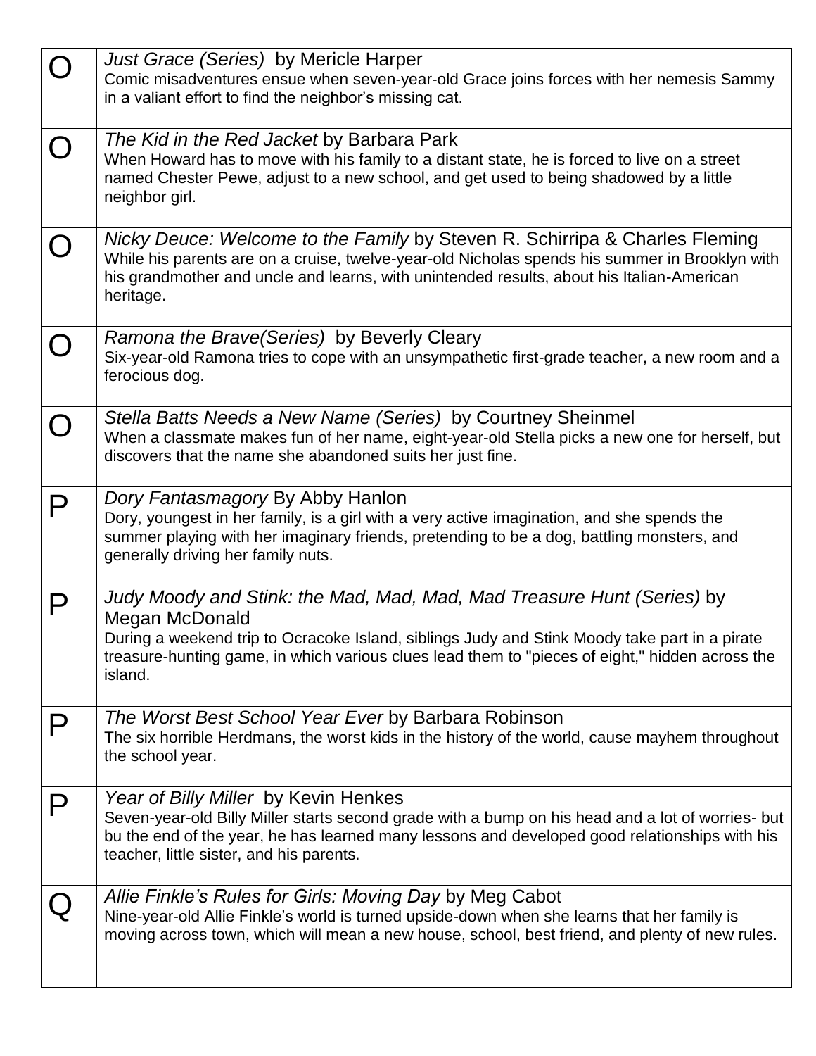| | |
|---|---|
| O | *Just Grace (Series)* by Mericle Harper<br>Comic misadventures ensue when seven-year-old Grace joins forces with her nemesis Sammy in a valiant effort to find the neighbor's missing cat. |
| O | *The Kid in the Red Jacket* by Barbara Park<br>When Howard has to move with his family to a distant state, he is forced to live on a street named Chester Pewe, adjust to a new school, and get used to being shadowed by a little neighbor girl. |
| O | *Nicky Deuce: Welcome to the Family* by Steven R. Schirripa & Charles Fleming<br>While his parents are on a cruise, twelve-year-old Nicholas spends his summer in Brooklyn with his grandmother and uncle and learns, with unintended results, about his Italian-American heritage. |
| O | *Ramona the Brave(Series)* by Beverly Cleary<br>Six-year-old Ramona tries to cope with an unsympathetic first-grade teacher, a new room and a ferocious dog. |
| O | *Stella Batts Needs a New Name (Series)* by Courtney Sheinmel<br>When a classmate makes fun of her name, eight-year-old Stella picks a new one for herself, but discovers that the name she abandoned suits her just fine. |
| P | *Dory Fantasmagory* By Abby Hanlon<br>Dory, youngest in her family, is a girl with a very active imagination, and she spends the summer playing with her imaginary friends, pretending to be a dog, battling monsters, and generally driving her family nuts. |
| P | *Judy Moody and Stink: the Mad, Mad, Mad, Mad Treasure Hunt (Series)* by Megan McDonald<br>During a weekend trip to Ocracoke Island, siblings Judy and Stink Moody take part in a pirate treasure-hunting game, in which various clues lead them to "pieces of eight," hidden across the island. |
| P | *The Worst Best School Year Ever* by Barbara Robinson<br>The six horrible Herdmans, the worst kids in the history of the world, cause mayhem throughout the school year. |
| P | *Year of Billy Miller* by Kevin Henkes<br>Seven-year-old Billy Miller starts second grade with a bump on his head and a lot of worries- but bu the end of the year, he has learned many lessons and developed good relationships with his teacher, little sister, and his parents. |
| Q | *Allie Finkle's Rules for Girls: Moving Day* by Meg Cabot<br>Nine-year-old Allie Finkle's world is turned upside-down when she learns that her family is moving across town, which will mean a new house, school, best friend, and plenty of new rules. |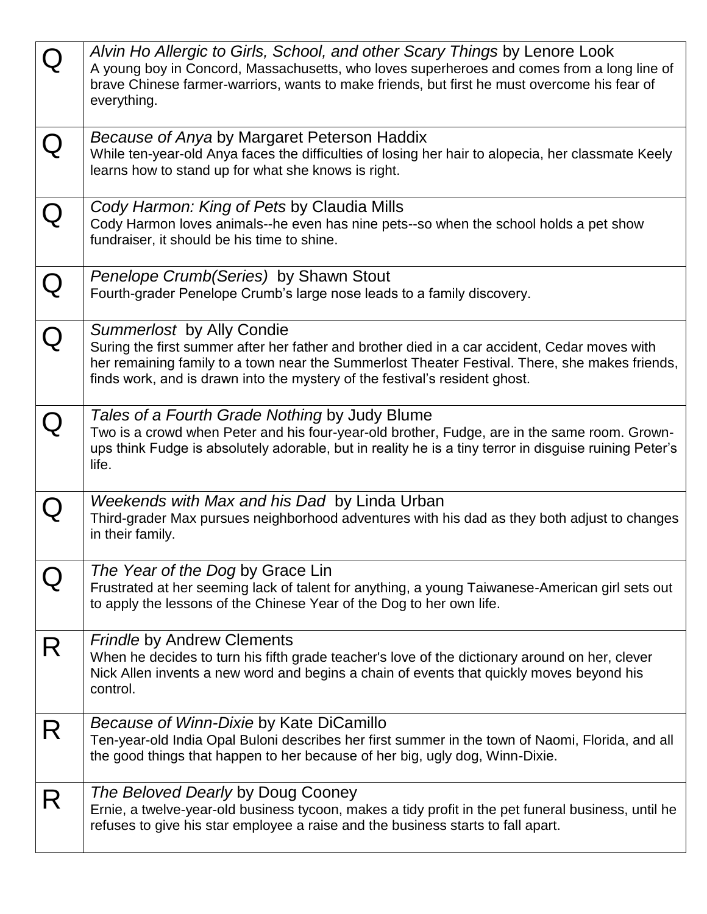| | |
|---|---|
| Q | *Alvin Ho Allergic to Girls, School, and other Scary Things* by Lenore Look<br>A young boy in Concord, Massachusetts, who loves superheroes and comes from a long line of brave Chinese farmer-warriors, wants to make friends, but first he must overcome his fear of everything. |
| Q | *Because of Anya* by Margaret Peterson Haddix<br>While ten-year-old Anya faces the difficulties of losing her hair to alopecia, her classmate Keely learns how to stand up for what she knows is right. |
| Q | *Cody Harmon: King of Pets* by Claudia Mills<br>Cody Harmon loves animals--he even has nine pets--so when the school holds a pet show fundraiser, it should be his time to shine. |
| Q | *Penelope Crumb(Series)* by Shawn Stout<br>Fourth-grader Penelope Crumb's large nose leads to a family discovery. |
| Q | *Summerlost* by Ally Condie<br>Suring the first summer after her father and brother died in a car accident, Cedar moves with her remaining family to a town near the Summerlost Theater Festival. There, she makes friends, finds work, and is drawn into the mystery of the festival's resident ghost. |
| Q | *Tales of a Fourth Grade Nothing* by Judy Blume<br>Two is a crowd when Peter and his four-year-old brother, Fudge, are in the same room. Grown-ups think Fudge is absolutely adorable, but in reality he is a tiny terror in disguise ruining Peter's life. |
| Q | *Weekends with Max and his Dad* by Linda Urban<br>Third-grader Max pursues neighborhood adventures with his dad as they both adjust to changes in their family. |
| Q | *The Year of the Dog* by Grace Lin<br>Frustrated at her seeming lack of talent for anything, a young Taiwanese-American girl sets out to apply the lessons of the Chinese Year of the Dog to her own life. |
| R | *Frindle* by Andrew Clements<br>When he decides to turn his fifth grade teacher's love of the dictionary around on her, clever Nick Allen invents a new word and begins a chain of events that quickly moves beyond his control. |
| R | *Because of Winn-Dixie* by Kate DiCamillo<br>Ten-year-old India Opal Buloni describes her first summer in the town of Naomi, Florida, and all the good things that happen to her because of her big, ugly dog, Winn-Dixie. |
| R | *The Beloved Dearly* by Doug Cooney<br>Ernie, a twelve-year-old business tycoon, makes a tidy profit in the pet funeral business, until he refuses to give his star employee a raise and the business starts to fall apart. |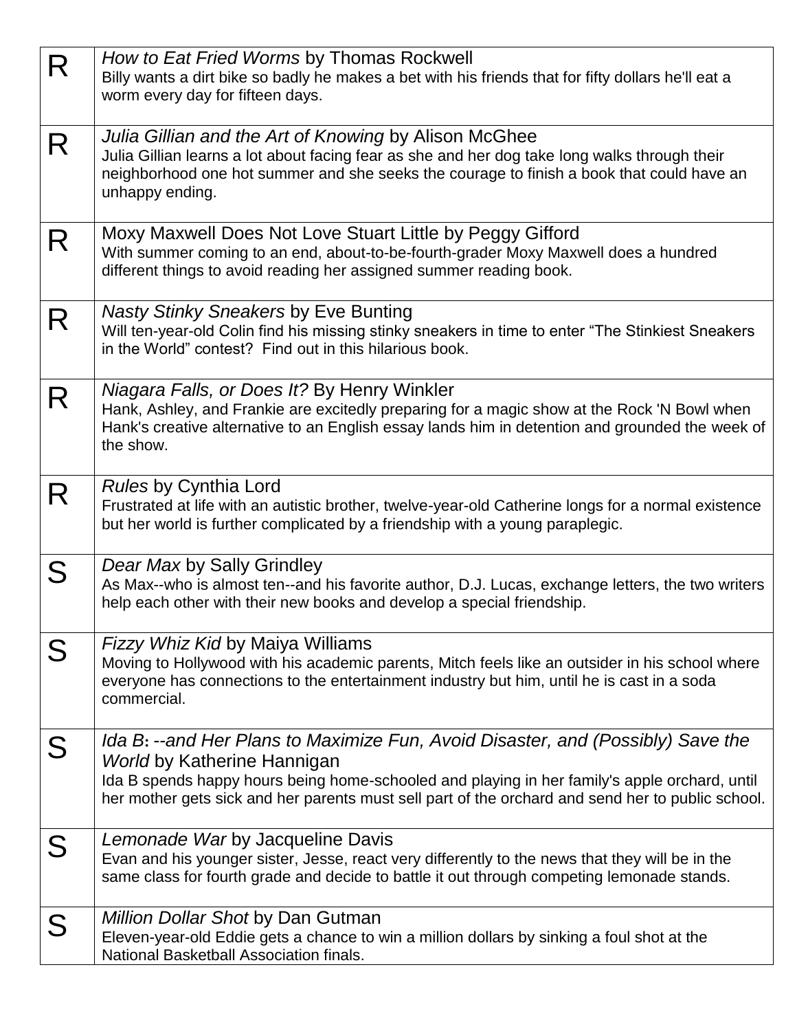| | |
|---|---|
| R | *How to Eat Fried Worms* by Thomas Rockwell<br>Billy wants a dirt bike so badly he makes a bet with his friends that for fifty dollars he'll eat a worm every day for fifteen days. |
| R | *Julia Gillian and the Art of Knowing* by Alison McGhee<br>Julia Gillian learns a lot about facing fear as she and her dog take long walks through their neighborhood one hot summer and she seeks the courage to finish a book that could have an unhappy ending. |
| R | Moxy Maxwell Does Not Love Stuart Little by Peggy Gifford<br>With summer coming to an end, about-to-be-fourth-grader Moxy Maxwell does a hundred different things to avoid reading her assigned summer reading book. |
| R | *Nasty Stinky Sneakers* by Eve Bunting<br>Will ten-year-old Colin find his missing stinky sneakers in time to enter "The Stinkiest Sneakers in the World" contest? Find out in this hilarious book. |
| R | *Niagara Falls, or Does It?* By Henry Winkler<br>Hank, Ashley, and Frankie are excitedly preparing for a magic show at the Rock 'N Bowl when Hank's creative alternative to an English essay lands him in detention and grounded the week of the show. |
| R | *Rules* by Cynthia Lord<br>Frustrated at life with an autistic brother, twelve-year-old Catherine longs for a normal existence but her world is further complicated by a friendship with a young paraplegic. |
| S | *Dear Max* by Sally Grindley<br>As Max--who is almost ten--and his favorite author, D.J. Lucas, exchange letters, the two writers help each other with their new books and develop a special friendship. |
| S | *Fizzy Whiz Kid* by Maiya Williams<br>Moving to Hollywood with his academic parents, Mitch feels like an outsider in his school where everyone has connections to the entertainment industry but him, until he is cast in a soda commercial. |
| S | *Ida B: --and Her Plans to Maximize Fun, Avoid Disaster, and (Possibly) Save the World* by Katherine Hannigan<br>Ida B spends happy hours being home-schooled and playing in her family's apple orchard, until her mother gets sick and her parents must sell part of the orchard and send her to public school. |
| S | *Lemonade War* by Jacqueline Davis<br>Evan and his younger sister, Jesse, react very differently to the news that they will be in the same class for fourth grade and decide to battle it out through competing lemonade stands. |
| S | *Million Dollar Shot* by Dan Gutman<br>Eleven-year-old Eddie gets a chance to win a million dollars by sinking a foul shot at the National Basketball Association finals. |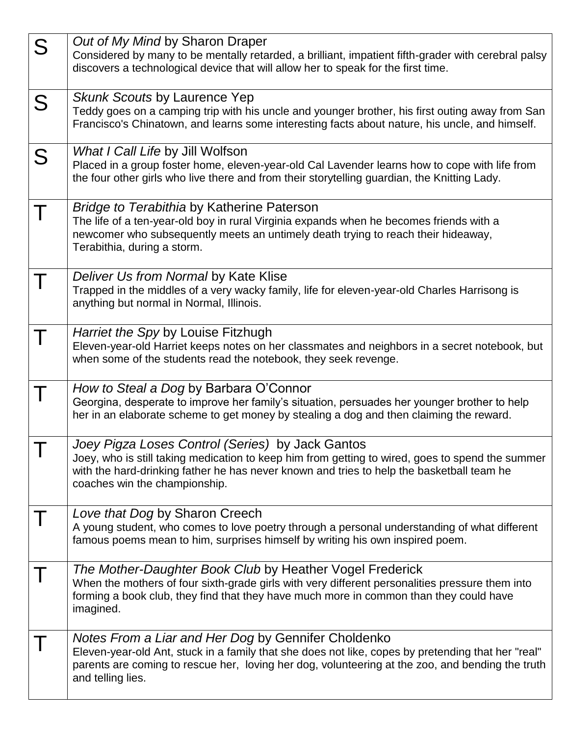| | |
|---|---|
| S | *Out of My Mind* by Sharon Draper<br>Considered by many to be mentally retarded, a brilliant, impatient fifth-grader with cerebral palsy discovers a technological device that will allow her to speak for the first time. |
| S | *Skunk Scouts* by Laurence Yep<br>Teddy goes on a camping trip with his uncle and younger brother, his first outing away from San Francisco's Chinatown, and learns some interesting facts about nature, his uncle, and himself. |
| S | *What I Call Life* by Jill Wolfson<br>Placed in a group foster home, eleven-year-old Cal Lavender learns how to cope with life from the four other girls who live there and from their storytelling guardian, the Knitting Lady. |
| T | *Bridge to Terabithia* by Katherine Paterson<br>The life of a ten-year-old boy in rural Virginia expands when he becomes friends with a newcomer who subsequently meets an untimely death trying to reach their hideaway, Terabithia, during a storm. |
| T | *Deliver Us from Normal* by Kate Klise<br>Trapped in the middles of a very wacky family, life for eleven-year-old Charles Harrisong is anything but normal in Normal, Illinois. |
| T | *Harriet the Spy* by Louise Fitzhugh<br>Eleven-year-old Harriet keeps notes on her classmates and neighbors in a secret notebook, but when some of the students read the notebook, they seek revenge. |
| T | *How to Steal a Dog* by Barbara O'Connor<br>Georgina, desperate to improve her family's situation, persuades her younger brother to help her in an elaborate scheme to get money by stealing a dog and then claiming the reward. |
| T | *Joey Pigza Loses Control (Series)* by Jack Gantos<br>Joey, who is still taking medication to keep him from getting to wired, goes to spend the summer with the hard-drinking father he has never known and tries to help the basketball team he coaches win the championship. |
| T | *Love that Dog* by Sharon Creech<br>A young student, who comes to love poetry through a personal understanding of what different famous poems mean to him, surprises himself by writing his own inspired poem. |
| T | *The Mother-Daughter Book Club* by Heather Vogel Frederick<br>When the mothers of four sixth-grade girls with very different personalities pressure them into forming a book club, they find that they have much more in common than they could have imagined. |
| T | *Notes From a Liar and Her Dog* by Gennifer Choldenko<br>Eleven-year-old Ant, stuck in a family that she does not like, copes by pretending that her "real" parents are coming to rescue her, loving her dog, volunteering at the zoo, and bending the truth and telling lies. |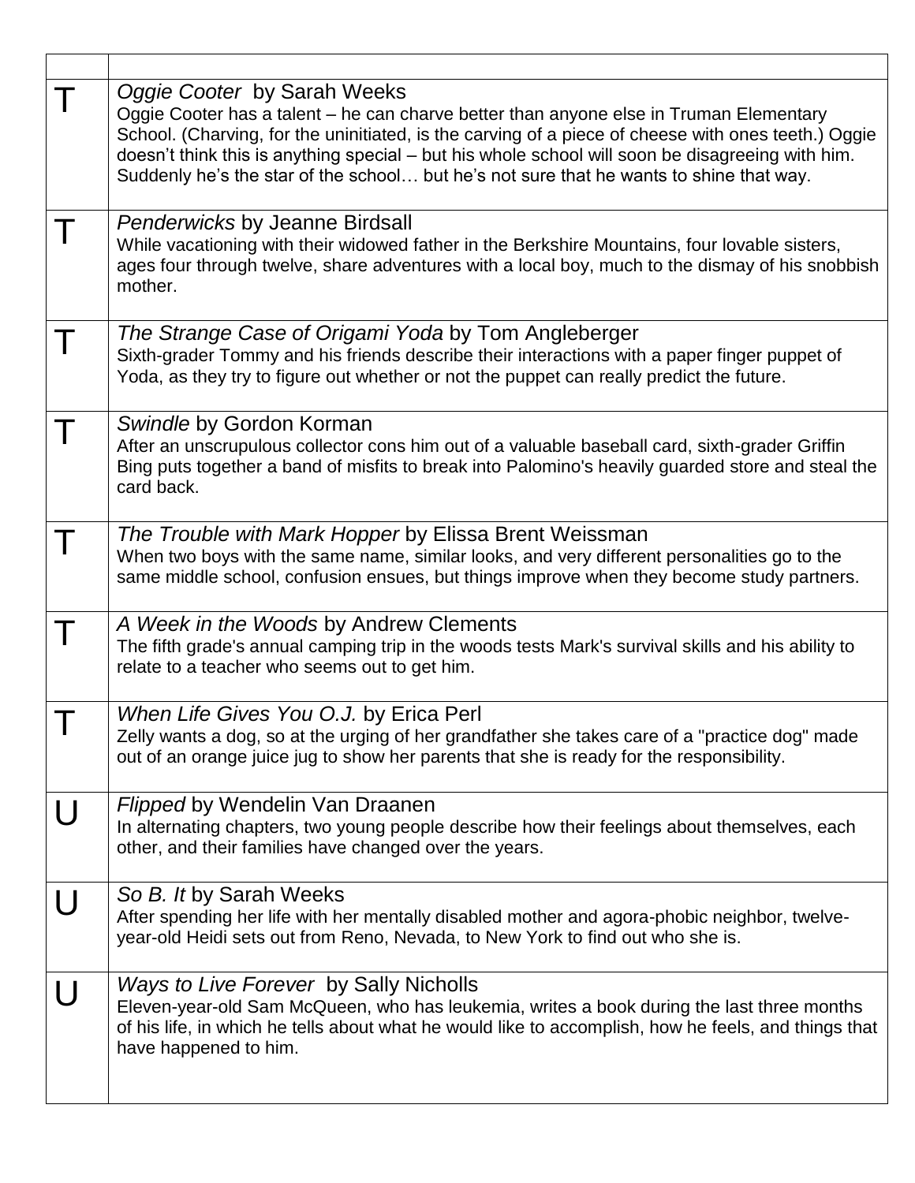| | |
|---|---|
| T | *Oggie Cooter* by Sarah Weeks<br>Oggie Cooter has a talent – he can charve better than anyone else in Truman Elementary School. (Charving, for the uninitiated, is the carving of a piece of cheese with ones teeth.) Oggie doesn't think this is anything special – but his whole school will soon be disagreeing with him. Suddenly he's the star of the school… but he's not sure that he wants to shine that way. |
| T | *Penderwicks* by Jeanne Birdsall<br>While vacationing with their widowed father in the Berkshire Mountains, four lovable sisters, ages four through twelve, share adventures with a local boy, much to the dismay of his snobbish mother. |
| T | *The Strange Case of Origami Yoda* by Tom Angleberger<br>Sixth-grader Tommy and his friends describe their interactions with a paper finger puppet of Yoda, as they try to figure out whether or not the puppet can really predict the future. |
| T | *Swindle* by Gordon Korman<br>After an unscrupulous collector cons him out of a valuable baseball card, sixth-grader Griffin Bing puts together a band of misfits to break into Palomino's heavily guarded store and steal the card back. |
| T | *The Trouble with Mark Hopper* by Elissa Brent Weissman<br>When two boys with the same name, similar looks, and very different personalities go to the same middle school, confusion ensues, but things improve when they become study partners. |
| T | *A Week in the Woods* by Andrew Clements<br>The fifth grade's annual camping trip in the woods tests Mark's survival skills and his ability to relate to a teacher who seems out to get him. |
| T | *When Life Gives You O.J.* by Erica Perl<br>Zelly wants a dog, so at the urging of her grandfather she takes care of a "practice dog" made out of an orange juice jug to show her parents that she is ready for the responsibility. |
| U | *Flipped* by Wendelin Van Draanen<br>In alternating chapters, two young people describe how their feelings about themselves, each other, and their families have changed over the years. |
| U | *So B. It* by Sarah Weeks<br>After spending her life with her mentally disabled mother and agora-phobic neighbor, twelve-year-old Heidi sets out from Reno, Nevada, to New York to find out who she is. |
| U | *Ways to Live Forever* by Sally Nicholls<br>Eleven-year-old Sam McQueen, who has leukemia, writes a book during the last three months of his life, in which he tells about what he would like to accomplish, how he feels, and things that have happened to him. |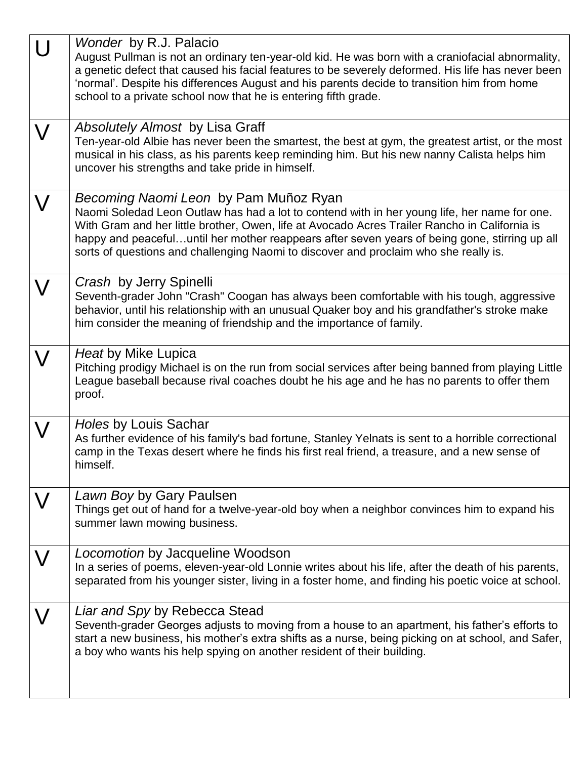| | |
|---|---|
| U | *Wonder* by R.J. Palacio<br>August Pullman is not an ordinary ten-year-old kid. He was born with a craniofacial abnormality, a genetic defect that caused his facial features to be severely deformed. His life has never been 'normal'. Despite his differences August and his parents decide to transition him from home school to a private school now that he is entering fifth grade. |
| V | *Absolutely Almost* by Lisa Graff<br>Ten-year-old Albie has never been the smartest, the best at gym, the greatest artist, or the most musical in his class, as his parents keep reminding him. But his new nanny Calista helps him uncover his strengths and take pride in himself. |
| V | *Becoming Naomi Leon* by Pam Muñoz Ryan<br>Naomi Soledad Leon Outlaw has had a lot to contend with in her young life, her name for one. With Gram and her little brother, Owen, life at Avocado Acres Trailer Rancho in California is happy and peaceful…until her mother reappears after seven years of being gone, stirring up all sorts of questions and challenging Naomi to discover and proclaim who she really is. |
| V | *Crash* by Jerry Spinelli<br>Seventh-grader John "Crash" Coogan has always been comfortable with his tough, aggressive behavior, until his relationship with an unusual Quaker boy and his grandfather's stroke make him consider the meaning of friendship and the importance of family. |
| V | *Heat* by Mike Lupica<br>Pitching prodigy Michael is on the run from social services after being banned from playing Little League baseball because rival coaches doubt he his age and he has no parents to offer them proof. |
| V | *Holes* by Louis Sachar<br>As further evidence of his family's bad fortune, Stanley Yelnats is sent to a horrible correctional camp in the Texas desert where he finds his first real friend, a treasure, and a new sense of himself. |
| V | *Lawn Boy* by Gary Paulsen<br>Things get out of hand for a twelve-year-old boy when a neighbor convinces him to expand his summer lawn mowing business. |
| V | *Locomotion* by Jacqueline Woodson<br>In a series of poems, eleven-year-old Lonnie writes about his life, after the death of his parents, separated from his younger sister, living in a foster home, and finding his poetic voice at school. |
| V | *Liar and Spy* by Rebecca Stead<br>Seventh-grader Georges adjusts to moving from a house to an apartment, his father's efforts to start a new business, his mother's extra shifts as a nurse, being picking on at school, and Safer, a boy who wants his help spying on another resident of their building. |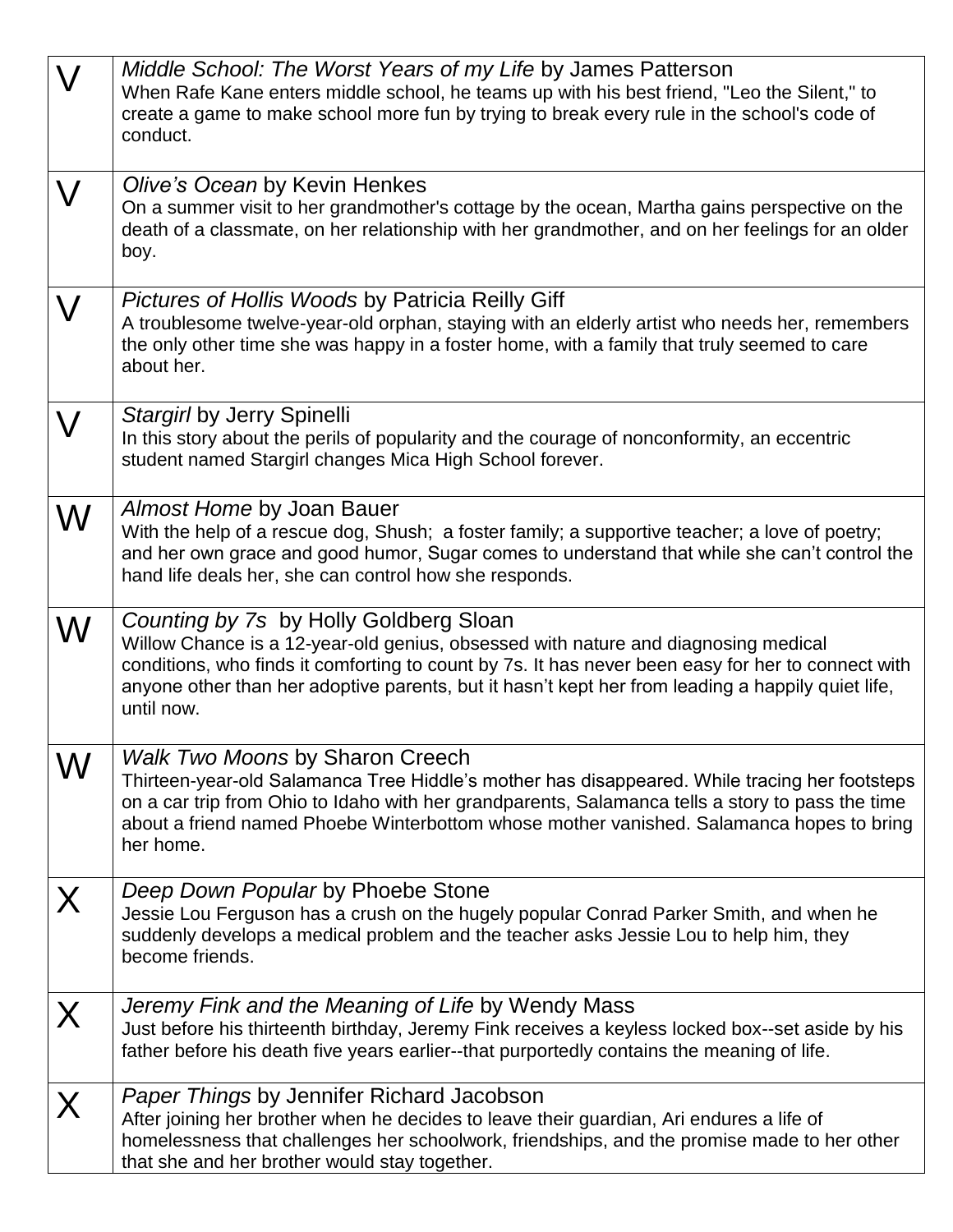| | |
|---|---|
| V | *Middle School: The Worst Years of my Life* by James Patterson<br>When Rafe Kane enters middle school, he teams up with his best friend, "Leo the Silent," to create a game to make school more fun by trying to break every rule in the school's code of conduct. |
| V | *Olive's Ocean* by Kevin Henkes<br>On a summer visit to her grandmother's cottage by the ocean, Martha gains perspective on the death of a classmate, on her relationship with her grandmother, and on her feelings for an older boy. |
| V | *Pictures of Hollis Woods* by Patricia Reilly Giff<br>A troublesome twelve-year-old orphan, staying with an elderly artist who needs her, remembers the only other time she was happy in a foster home, with a family that truly seemed to care about her. |
| V | *Stargirl* by Jerry Spinelli<br>In this story about the perils of popularity and the courage of nonconformity, an eccentric student named Stargirl changes Mica High School forever. |
| W | *Almost Home* by Joan Bauer<br>With the help of a rescue dog, Shush; a foster family; a supportive teacher; a love of poetry; and her own grace and good humor, Sugar comes to understand that while she can't control the hand life deals her, she can control how she responds. |
| W | *Counting by 7s* by Holly Goldberg Sloan<br>Willow Chance is a 12-year-old genius, obsessed with nature and diagnosing medical conditions, who finds it comforting to count by 7s. It has never been easy for her to connect with anyone other than her adoptive parents, but it hasn't kept her from leading a happily quiet life, until now. |
| W | *Walk Two Moons* by Sharon Creech<br>Thirteen-year-old Salamanca Tree Hiddle's mother has disappeared. While tracing her footsteps on a car trip from Ohio to Idaho with her grandparents, Salamanca tells a story to pass the time about a friend named Phoebe Winterbottom whose mother vanished. Salamanca hopes to bring her home. |
| X | *Deep Down Popular* by Phoebe Stone<br>Jessie Lou Ferguson has a crush on the hugely popular Conrad Parker Smith, and when he suddenly develops a medical problem and the teacher asks Jessie Lou to help him, they become friends. |
| X | *Jeremy Fink and the Meaning of Life* by Wendy Mass<br>Just before his thirteenth birthday, Jeremy Fink receives a keyless locked box--set aside by his father before his death five years earlier--that purportedly contains the meaning of life. |
| X | *Paper Things* by Jennifer Richard Jacobson<br>After joining her brother when he decides to leave their guardian, Ari endures a life of homelessness that challenges her schoolwork, friendships, and the promise made to her other that she and her brother would stay together. |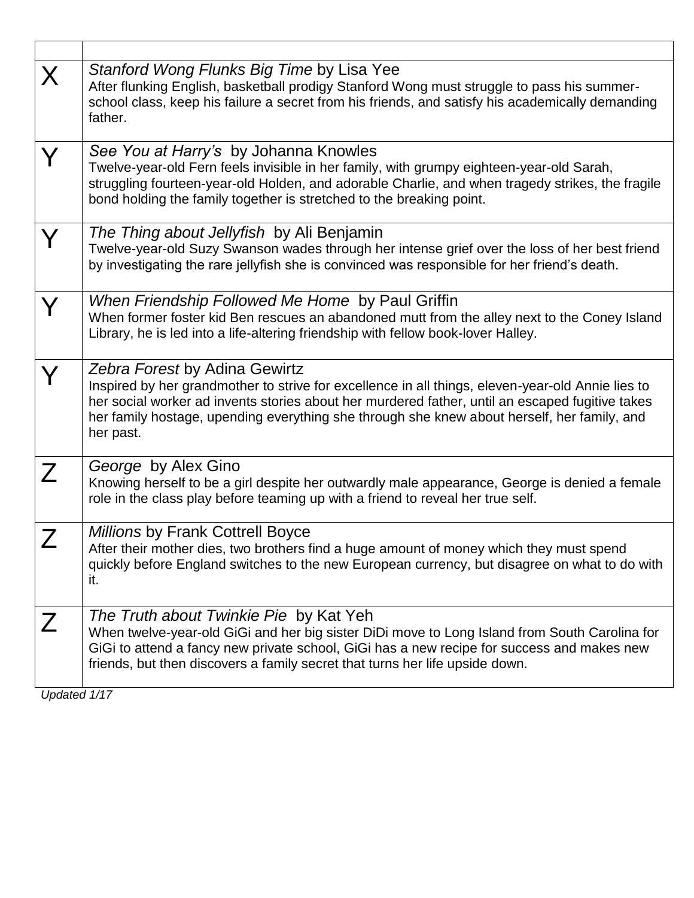| | |
|---|---|
| X | *Stanford Wong Flunks Big Time* by Lisa Yee<br>After flunking English, basketball prodigy Stanford Wong must struggle to pass his summer-school class, keep his failure a secret from his friends, and satisfy his academically demanding father. |
| Y | *See You at Harry's* by Johanna Knowles<br>Twelve-year-old Fern feels invisible in her family, with grumpy eighteen-year-old Sarah, struggling fourteen-year-old Holden, and adorable Charlie, and when tragedy strikes, the fragile bond holding the family together is stretched to the breaking point. |
| Y | *The Thing about Jellyfish* by Ali Benjamin<br>Twelve-year-old Suzy Swanson wades through her intense grief over the loss of her best friend by investigating the rare jellyfish she is convinced was responsible for her friend's death. |
| Y | *When Friendship Followed Me Home* by Paul Griffin<br>When former foster kid Ben rescues an abandoned mutt from the alley next to the Coney Island Library, he is led into a life-altering friendship with fellow book-lover Halley. |
| Y | *Zebra Forest* by Adina Gewirtz<br>Inspired by her grandmother to strive for excellence in all things, eleven-year-old Annie lies to her social worker ad invents stories about her murdered father, until an escaped fugitive takes her family hostage, upending everything she through she knew about herself, her family, and her past. |
| Z | *George* by Alex Gino<br>Knowing herself to be a girl despite her outwardly male appearance, George is denied a female role in the class play before teaming up with a friend to reveal her true self. |
| Z | *Millions* by Frank Cottrell Boyce<br>After their mother dies, two brothers find a huge amount of money which they must spend quickly before England switches to the new European currency, but disagree on what to do with it. |
| Z | *The Truth about Twinkie Pie* by Kat Yeh<br>When twelve-year-old GiGi and her big sister DiDi move to Long Island from South Carolina for GiGi to attend a fancy new private school, GiGi has a new recipe for success and makes new friends, but then discovers a family secret that turns her life upside down. |

*Updated 1/17*